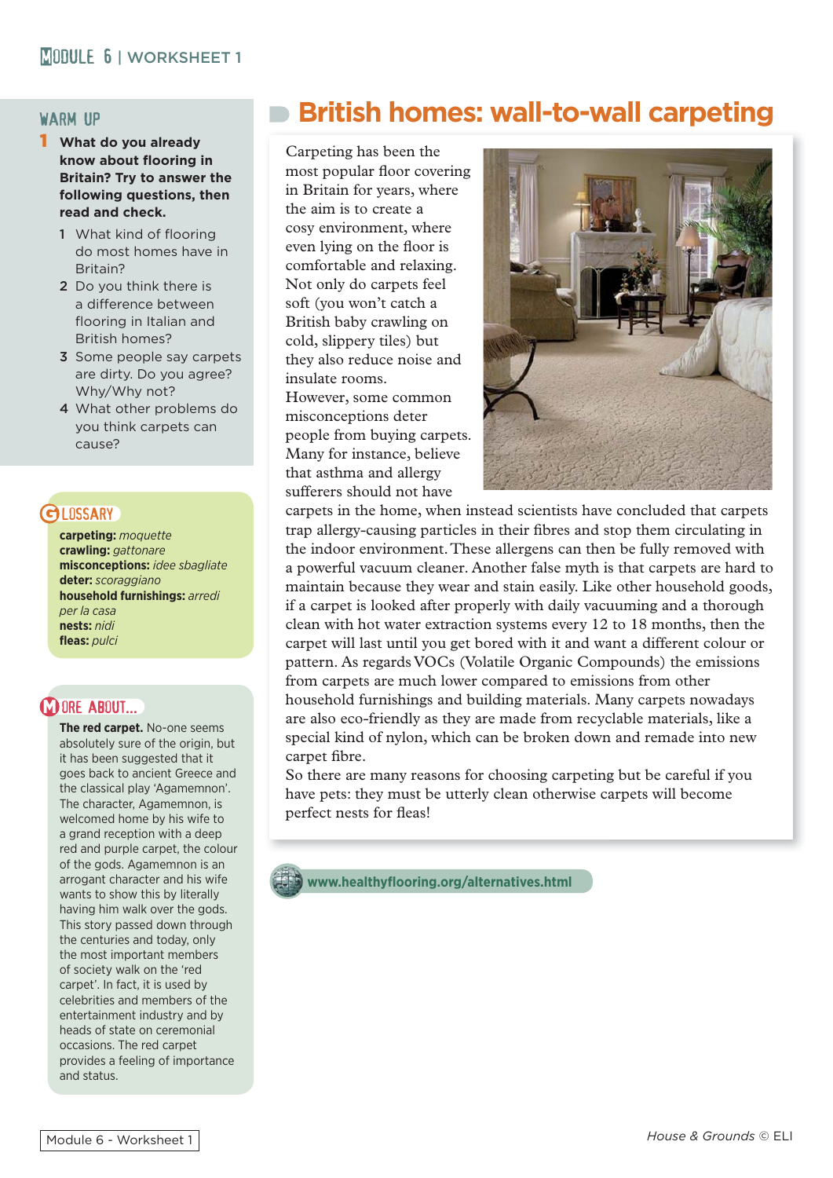# British homes: wall-to-wall carpeting

Carpeting has been the most popular floor covering in Britain for years, where the aim is to create a cosy environment, where even lying on the floor is comfortable and relaxing. Not only do carpets feel soft (you won't catch a British baby crawling on cold, slippery tiles) but they also reduce noise and insulate rooms.

However, some common misconceptions deter people from buying carpets. Many for instance, believe that asthma and allergy sufferers should not have carpets in the home, when instead scientists have concluded that carpets trap allergy-causing particles in their fibres and stop them circulating in the indoor environment. These allergens can then be fully removed with a powerful vacuum cleaner. Another false myth is that carpets are hard to maintain because they wear and stain easily. Like other household goods, if a carpet is looked after properly with daily vacuuming and a thorough clean with hot water extraction systems every 12 to 18 months, then the carpet will last until you get bored with it and want a different colour or pattern. As regards VOCs (Volatile Organic Compounds) the emissions from carpets are much lower compared to emissions from other household furnishings and building materials. Many carpets nowadays are also eco-friendly as they are made from recyclable materials, like a special kind of nylon, which can be broken down and remade into new carpet fibre.

So there are many reasons for choosing carpeting but be careful if you have pets: they must be utterly clean otherwise carpets will become perfect nests for fleas!

www.healthyflooring.org/alternatives.html

## WARM UP

**1 What do you already know about flooring in Britain? Try to answer the following questions, then read and check.**

1. What kind of flooring do most homes have in Britain?
2. Do you think there is a difference between flooring in Italian and British homes?
3. Some people say carpets are dirty. Do you agree? Why/Why not?
4. What other problems do you think carpets can cause?

## GLOSSARY

**carpeting:** *moquette*
**crawling:** *gattonare*
**misconceptions:** *idee sbagliate*
**deter:** *scoraggiano*
**household furnishings:** *arredi per la casa*
**nests:** *nidi*
**fleas:** *pulci*

## MORE ABOUT...

**The red carpet.** No-one seems absolutely sure of the origin, but it has been suggested that it goes back to ancient Greece and the classical play 'Agamemnon'. The character, Agamemnon, is welcomed home by his wife to a grand reception with a deep red and purple carpet, the colour of the gods. Agamemnon is an arrogant character and his wife wants to show this by literally having him walk over the gods. This story passed down through the centuries and today, only the most important members of society walk on the 'red carpet'. In fact, it is used by celebrities and members of the entertainment industry and by heads of state on ceremonial occasions. The red carpet provides a feeling of importance and status.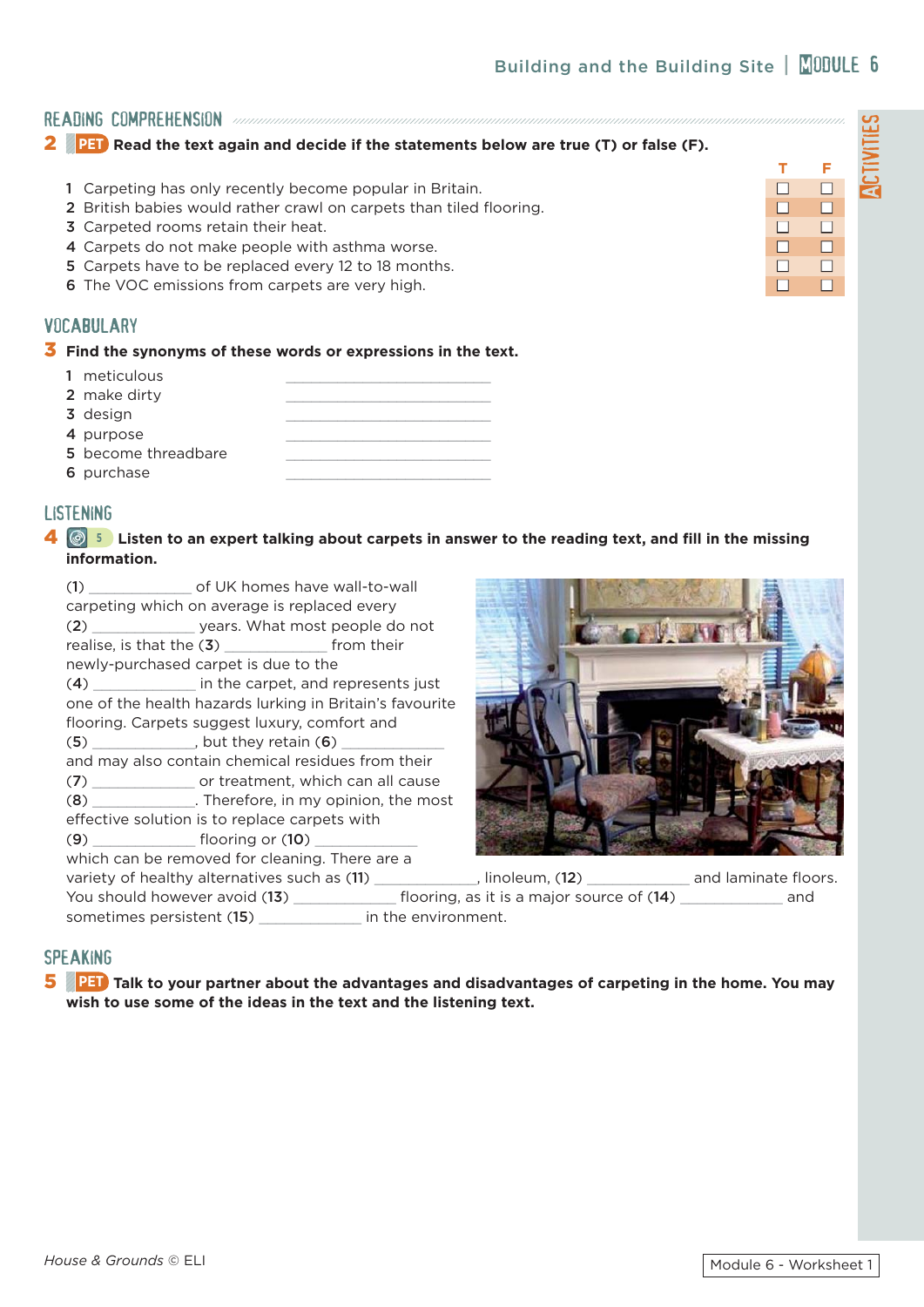## READING COMPREHENSION

**2** PET **Read the text again and decide if the statements below are true (T) or false (F).**

| | | T | F |
|---|---|---|---|
| 1 | Carpeting has only recently become popular in Britain. | ☐ | ☐ |
| 2 | British babies would rather crawl on carpets than tiled flooring. | ☐ | ☐ |
| 3 | Carpeted rooms retain their heat. | ☐ | ☐ |
| 4 | Carpets do not make people with asthma worse. | ☐ | ☐ |
| 5 | Carpets have to be replaced every 12 to 18 months. | ☐ | ☐ |
| 6 | The VOC emissions from carpets are very high. | ☐ | ☐ |

## VOCABULARY

**3** **Find the synonyms of these words or expressions in the text.**

1 meticulous ____________________
2 make dirty ____________________
3 design ____________________
4 purpose ____________________
5 become threadbare ____________________
6 purchase ____________________

## LISTENING

**4** 5 **Listen to an expert talking about carpets in answer to the reading text, and fill in the missing information.**

(1) ____________ of UK homes have wall-to-wall carpeting which on average is replaced every (2) ____________ years. What most people do not realise, is that the (3) ____________ from their newly-purchased carpet is due to the (4) ____________ in the carpet, and represents just one of the health hazards lurking in Britain's favourite flooring. Carpets suggest luxury, comfort and (5) ____________, but they retain (6) ____________ and may also contain chemical residues from their (7) ____________ or treatment, which can all cause (8) ____________. Therefore, in my opinion, the most effective solution is to replace carpets with (9) ____________ flooring or (10) ____________ which can be removed for cleaning. There are a variety of healthy alternatives such as (11) ____________, linoleum, (12) ____________ and laminate floors. You should however avoid (13) ____________ flooring, as it is a major source of (14) ____________ and sometimes persistent (15) ____________ in the environment.

## SPEAKING

**5** PET **Talk to your partner about the advantages and disadvantages of carpeting in the home. You may wish to use some of the ideas in the text and the listening text.**